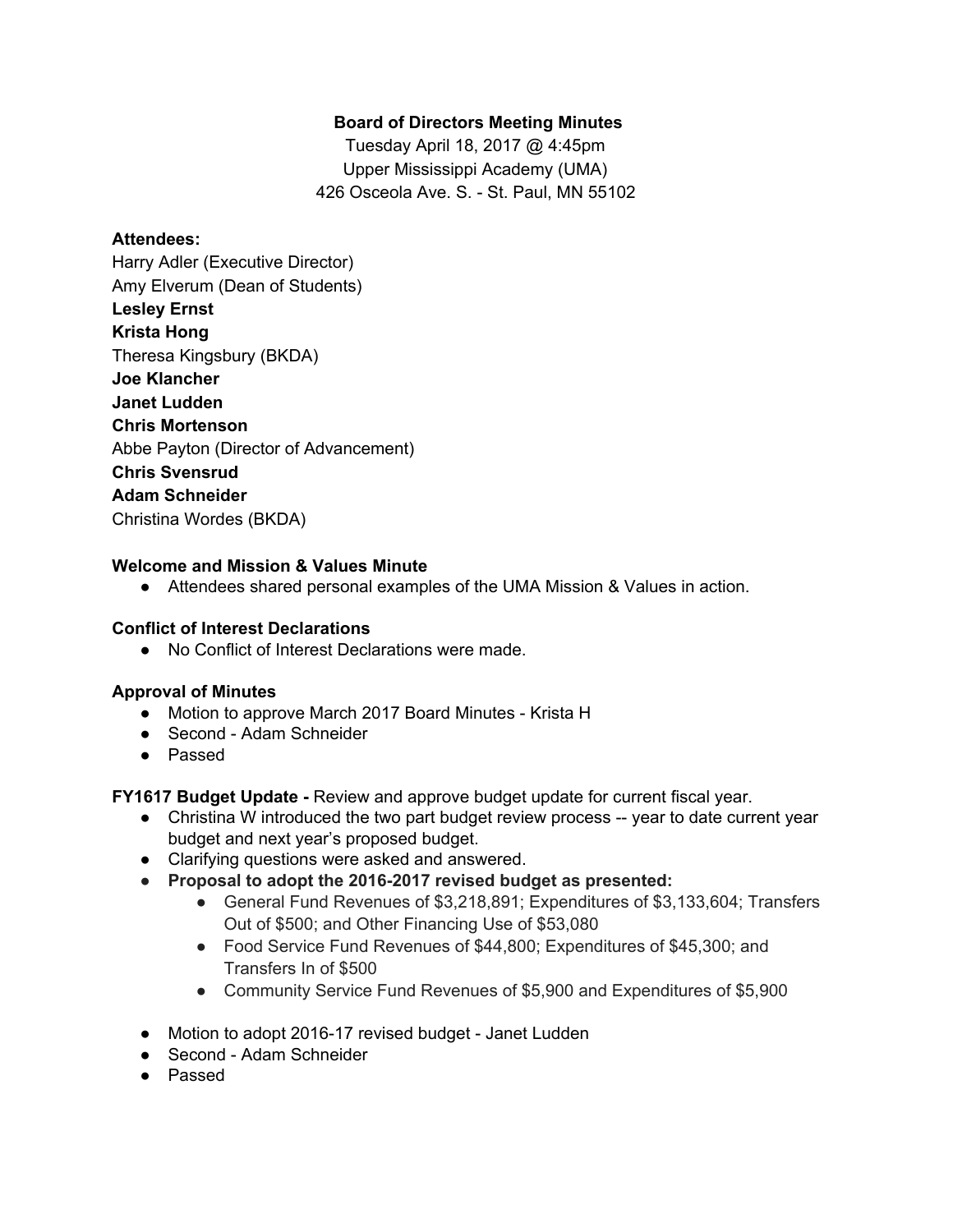# Board of Directors Meeting Minutes

Tuesday April 18, 2017 @ 4:45pm
Upper Mississippi Academy (UMA)
426 Osceola Ave. S. - St. Paul, MN 55102

**Attendees:**

Harry Adler (Executive Director)
Amy Elverum (Dean of Students)
**Lesley Ernst**
**Krista Hong**
Theresa Kingsbury (BKDA)
**Joe Klancher**
**Janet Ludden**
**Chris Mortenson**
Abbe Payton (Director of Advancement)
**Chris Svensrud**
**Adam Schneider**
Christina Wordes (BKDA)

**Welcome and Mission & Values Minute**

- Attendees shared personal examples of the UMA Mission & Values in action.

**Conflict of Interest Declarations**

- No Conflict of Interest Declarations were made.

**Approval of Minutes**

- Motion to approve March 2017 Board Minutes - Krista H
- Second - Adam Schneider
- Passed

**FY1617 Budget Update -** Review and approve budget update for current fiscal year.

- Christina W introduced the two part budget review process -- year to date current year budget and next year's proposed budget.
- Clarifying questions were asked and answered.
- **Proposal to adopt the 2016-2017 revised budget as presented:**
  - General Fund Revenues of $3,218,891; Expenditures of $3,133,604; Transfers Out of $500; and Other Financing Use of $53,080
  - Food Service Fund Revenues of $44,800; Expenditures of $45,300; and Transfers In of $500
  - Community Service Fund Revenues of $5,900 and Expenditures of $5,900

- Motion to adopt 2016-17 revised budget - Janet Ludden
- Second - Adam Schneider
- Passed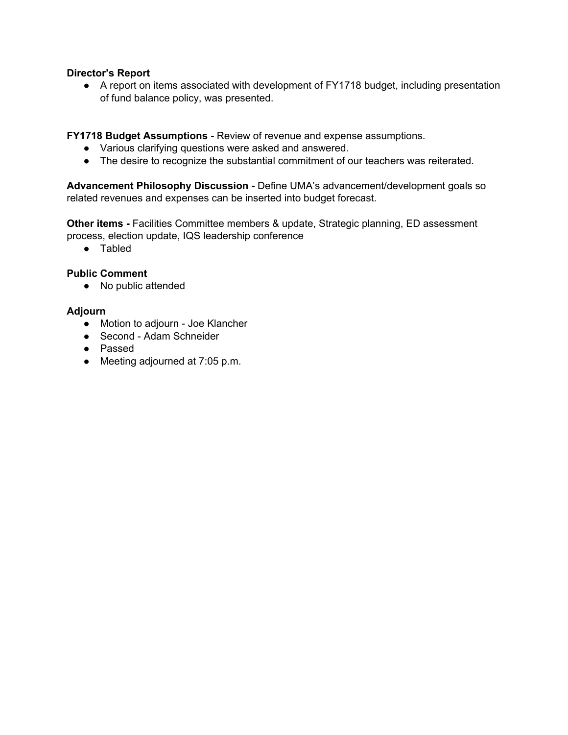**Director's Report**

- A report on items associated with development of FY1718 budget, including presentation of fund balance policy, was presented.

**FY1718 Budget Assumptions -** Review of revenue and expense assumptions.

- Various clarifying questions were asked and answered.
- The desire to recognize the substantial commitment of our teachers was reiterated.

**Advancement Philosophy Discussion -** Define UMA's advancement/development goals so related revenues and expenses can be inserted into budget forecast.

**Other items -** Facilities Committee members & update, Strategic planning, ED assessment process, election update, IQS leadership conference

- Tabled

**Public Comment**

- No public attended

**Adjourn**

- Motion to adjourn - Joe Klancher
- Second - Adam Schneider
- Passed
- Meeting adjourned at 7:05 p.m.